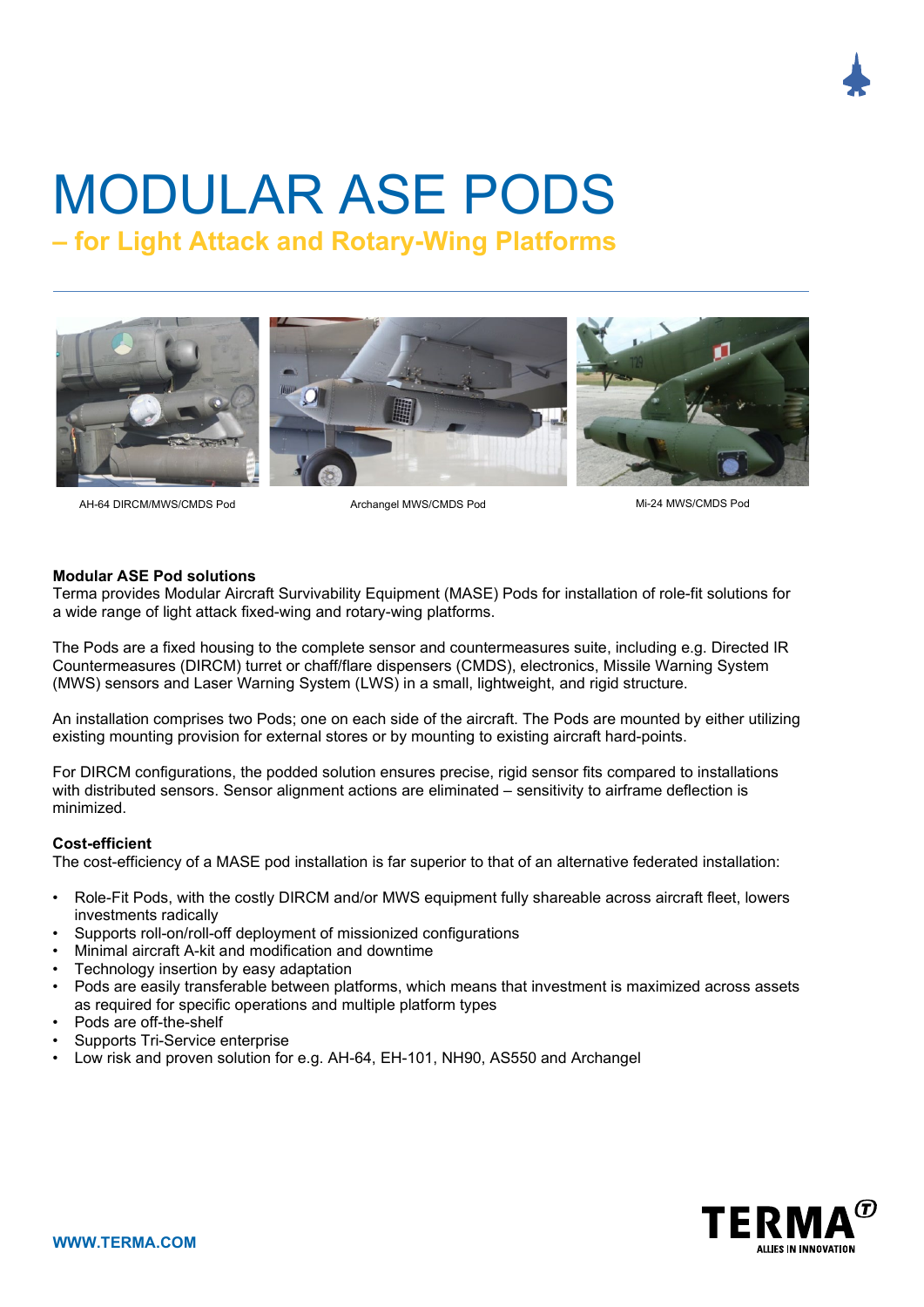# MODULAR ASE PODS

## – for Light Attack and Rotary-Wing Platforms

AH-64 DIRCM/MWS/CMDS Pod

Archangel MWS/CMDS Pod

Mi-24 MWS/CMDS Pod

**Modular ASE Pod solutions**

Terma provides Modular Aircraft Survivability Equipment (MASE) Pods for installation of role-fit solutions for a wide range of light attack fixed-wing and rotary-wing platforms.

The Pods are a fixed housing to the complete sensor and countermeasures suite, including e.g. Directed IR Countermeasures (DIRCM) turret or chaff/flare dispensers (CMDS), electronics, Missile Warning System (MWS) sensors and Laser Warning System (LWS) in a small, lightweight, and rigid structure.

An installation comprises two Pods; one on each side of the aircraft. The Pods are mounted by either utilizing existing mounting provision for external stores or by mounting to existing aircraft hard-points.

For DIRCM configurations, the podded solution ensures precise, rigid sensor fits compared to installations with distributed sensors. Sensor alignment actions are eliminated – sensitivity to airframe deflection is minimized.

**Cost-efficient**

The cost-efficiency of a MASE pod installation is far superior to that of an alternative federated installation:

- Role-Fit Pods, with the costly DIRCM and/or MWS equipment fully shareable across aircraft fleet, lowers investments radically
- Supports roll-on/roll-off deployment of missionized configurations
- Minimal aircraft A-kit and modification and downtime
- Technology insertion by easy adaptation
- Pods are easily transferable between platforms, which means that investment is maximized across assets as required for specific operations and multiple platform types
- Pods are off-the-shelf
- Supports Tri-Service enterprise
- Low risk and proven solution for e.g. AH-64, EH-101, NH90, AS550 and Archangel

WWW.TERMA.COM

TERMA® ALLIES IN INNOVATION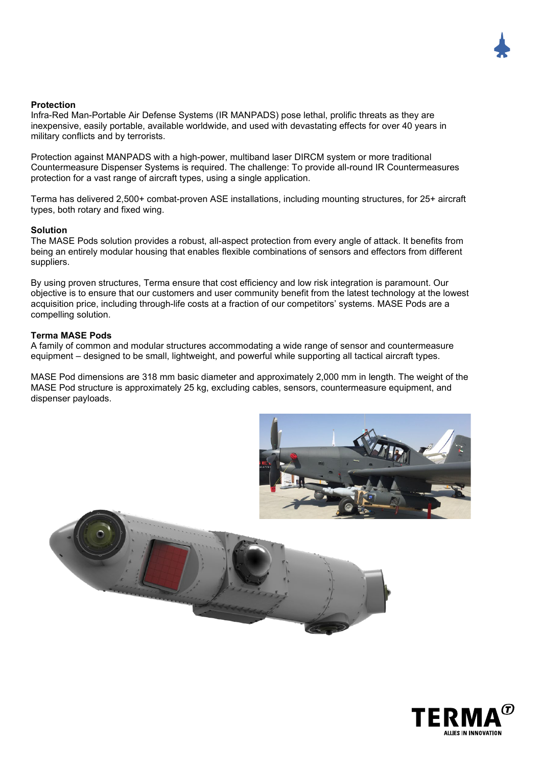**Protection**

Infra-Red Man-Portable Air Defense Systems (IR MANPADS) pose lethal, prolific threats as they are inexpensive, easily portable, available worldwide, and used with devastating effects for over 40 years in military conflicts and by terrorists.

Protection against MANPADS with a high-power, multiband laser DIRCM system or more traditional Countermeasure Dispenser Systems is required. The challenge: To provide all-round IR Countermeasures protection for a vast range of aircraft types, using a single application.

Terma has delivered 2,500+ combat-proven ASE installations, including mounting structures, for 25+ aircraft types, both rotary and fixed wing.

**Solution**

The MASE Pods solution provides a robust, all-aspect protection from every angle of attack. It benefits from being an entirely modular housing that enables flexible combinations of sensors and effectors from different suppliers.

By using proven structures, Terma ensure that cost efficiency and low risk integration is paramount. Our objective is to ensure that our customers and user community benefit from the latest technology at the lowest acquisition price, including through-life costs at a fraction of our competitors' systems. MASE Pods are a compelling solution.

**Terma MASE Pods**

A family of common and modular structures accommodating a wide range of sensor and countermeasure equipment – designed to be small, lightweight, and powerful while supporting all tactical aircraft types.

MASE Pod dimensions are 318 mm basic diameter and approximately 2,000 mm in length. The weight of the MASE Pod structure is approximately 25 kg, excluding cables, sensors, countermeasure equipment, and dispenser payloads.